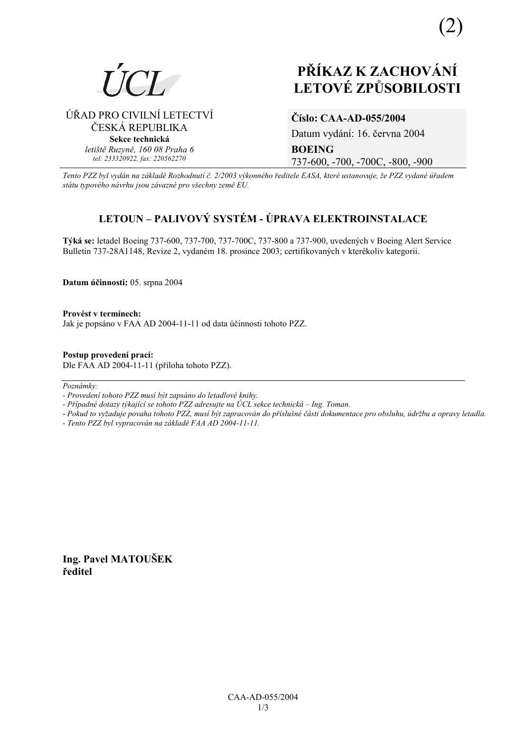(2)

ÚCL

ÚŘAD PRO CIVILNÍ LETECTVÍ
ČESKÁ REPUBLIKA
**Sekce technická**
*letiště Ruzyně, 160 08 Praha 6*
*tel: 233320922, fax: 220562270*

# PŘÍKAZ K ZACHOVÁNÍ LETOVÉ ZPŮSOBILOSTI

**Číslo: CAA-AD-055/2004**
Datum vydání: 16. června 2004
**BOEING**
737-600, -700, -700C, -800, -900

*Tento PZZ byl vydán na základě Rozhodnutí č. 2/2003 výkonného ředitele EASA, které ustanovuje, že PZZ vydané úřadem státu typového návrhu jsou závazné pro všechny země EU.*

## LETOUN – PALIVOVÝ SYSTÉM - ÚPRAVA ELEKTROINSTALACE

**Týká se:** letadel Boeing 737-600, 737-700, 737-700C, 737-800 a 737-900, uvedených v Boeing Alert Service Bulletin 737-28A1148, Revize 2, vydaném 18. prosince 2003; certifikovaných v kterékoliv kategorii.

**Datum účinnosti:** 05. srpna 2004

**Provést v termínech:**
Jak je popsáno v FAA AD 2004-11-11 od data účinnosti tohoto PZZ.

**Postup provedení prací:**
Dle FAA AD 2004-11-11 (příloha tohoto PZZ).

---

*Poznámky:*
*- Provedení tohoto PZZ musí být zapsáno do letadlové knihy.*
*- Případné dotazy týkající se tohoto PZZ adresujte na ÚCL sekce technická – Ing. Toman.*
*- Pokud to vyžaduje povaha tohoto PZZ, musí být zapracován do příslušné části dokumentace pro obsluhu, údržbu a opravy letadla.*
*- Tento PZZ byl vypracován na základě FAA AD 2004-11-11.*

**Ing. Pavel MATOUŠEK**
**ředitel**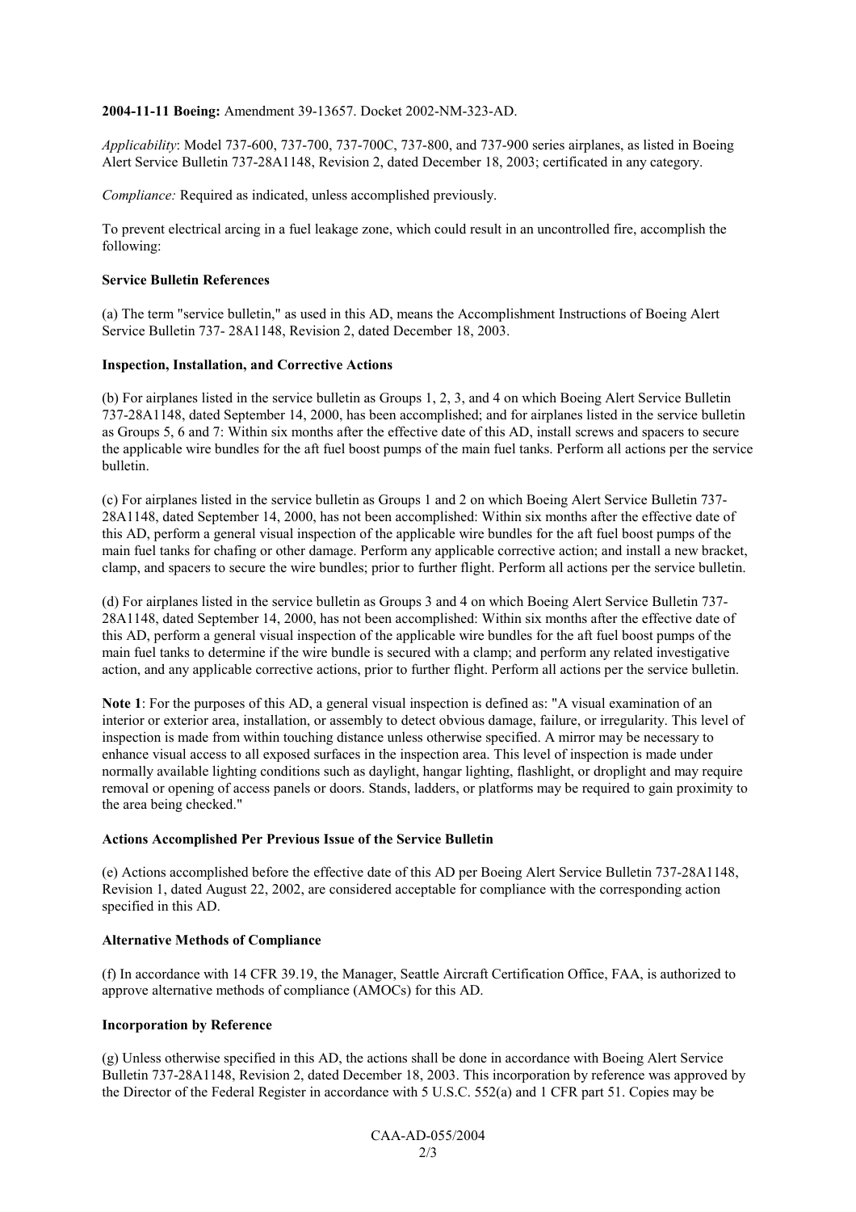**2004-11-11 Boeing:** Amendment 39-13657. Docket 2002-NM-323-AD.

*Applicability*: Model 737-600, 737-700, 737-700C, 737-800, and 737-900 series airplanes, as listed in Boeing Alert Service Bulletin 737-28A1148, Revision 2, dated December 18, 2003; certificated in any category.

*Compliance:* Required as indicated, unless accomplished previously.

To prevent electrical arcing in a fuel leakage zone, which could result in an uncontrolled fire, accomplish the following:

**Service Bulletin References**

(a) The term "service bulletin," as used in this AD, means the Accomplishment Instructions of Boeing Alert Service Bulletin 737- 28A1148, Revision 2, dated December 18, 2003.

**Inspection, Installation, and Corrective Actions**

(b) For airplanes listed in the service bulletin as Groups 1, 2, 3, and 4 on which Boeing Alert Service Bulletin 737-28A1148, dated September 14, 2000, has been accomplished; and for airplanes listed in the service bulletin as Groups 5, 6 and 7: Within six months after the effective date of this AD, install screws and spacers to secure the applicable wire bundles for the aft fuel boost pumps of the main fuel tanks. Perform all actions per the service bulletin.

(c) For airplanes listed in the service bulletin as Groups 1 and 2 on which Boeing Alert Service Bulletin 737-28A1148, dated September 14, 2000, has not been accomplished: Within six months after the effective date of this AD, perform a general visual inspection of the applicable wire bundles for the aft fuel boost pumps of the main fuel tanks for chafing or other damage. Perform any applicable corrective action; and install a new bracket, clamp, and spacers to secure the wire bundles; prior to further flight. Perform all actions per the service bulletin.

(d) For airplanes listed in the service bulletin as Groups 3 and 4 on which Boeing Alert Service Bulletin 737-28A1148, dated September 14, 2000, has not been accomplished: Within six months after the effective date of this AD, perform a general visual inspection of the applicable wire bundles for the aft fuel boost pumps of the main fuel tanks to determine if the wire bundle is secured with a clamp; and perform any related investigative action, and any applicable corrective actions, prior to further flight. Perform all actions per the service bulletin.

**Note 1**: For the purposes of this AD, a general visual inspection is defined as: "A visual examination of an interior or exterior area, installation, or assembly to detect obvious damage, failure, or irregularity. This level of inspection is made from within touching distance unless otherwise specified. A mirror may be necessary to enhance visual access to all exposed surfaces in the inspection area. This level of inspection is made under normally available lighting conditions such as daylight, hangar lighting, flashlight, or droplight and may require removal or opening of access panels or doors. Stands, ladders, or platforms may be required to gain proximity to the area being checked."

**Actions Accomplished Per Previous Issue of the Service Bulletin**

(e) Actions accomplished before the effective date of this AD per Boeing Alert Service Bulletin 737-28A1148, Revision 1, dated August 22, 2002, are considered acceptable for compliance with the corresponding action specified in this AD.

**Alternative Methods of Compliance**

(f) In accordance with 14 CFR 39.19, the Manager, Seattle Aircraft Certification Office, FAA, is authorized to approve alternative methods of compliance (AMOCs) for this AD.

**Incorporation by Reference**

(g) Unless otherwise specified in this AD, the actions shall be done in accordance with Boeing Alert Service Bulletin 737-28A1148, Revision 2, dated December 18, 2003. This incorporation by reference was approved by the Director of the Federal Register in accordance with 5 U.S.C. 552(a) and 1 CFR part 51. Copies may be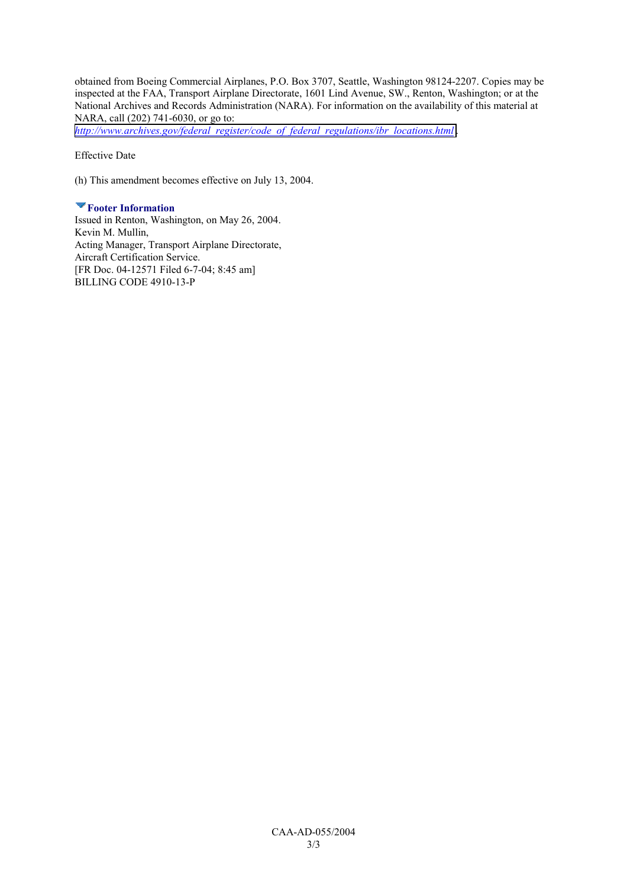obtained from Boeing Commercial Airplanes, P.O. Box 3707, Seattle, Washington 98124-2207. Copies may be inspected at the FAA, Transport Airplane Directorate, 1601 Lind Avenue, SW., Renton, Washington; or at the National Archives and Records Administration (NARA). For information on the availability of this material at NARA, call (202) 741-6030, or go to: *http://www.archives.gov/federal_register/code_of_federal_regulations/ibr_locations.html*.

Effective Date

(h) This amendment becomes effective on July 13, 2004.

**Footer Information**

Issued in Renton, Washington, on May 26, 2004.
Kevin M. Mullin,
Acting Manager, Transport Airplane Directorate,
Aircraft Certification Service.
[FR Doc. 04-12571 Filed 6-7-04; 8:45 am]
BILLING CODE 4910-13-P